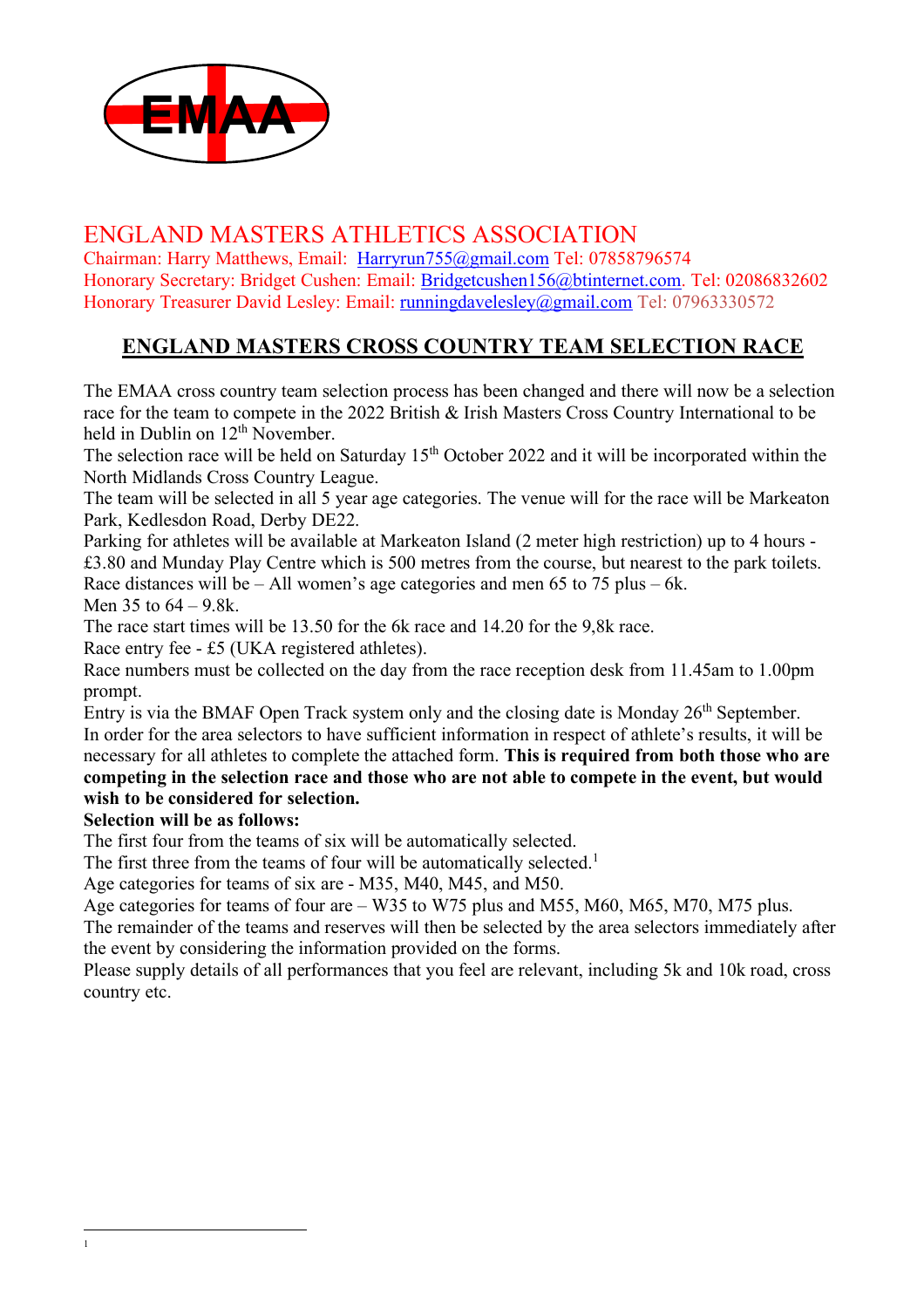EMAA

# ENGLAND MASTERS ATHLETICS ASSOCIATION

Chairman: Harry Matthews, Email: Harryrun755@gmail.com Tel: 07858796574
Honorary Secretary: Bridget Cushen: Email: Bridgetcushen156@btinternet.com. Tel: 02086832602
Honorary Treasurer David Lesley: Email: runningdavelesley@gmail.com Tel: 07963330572

## ENGLAND MASTERS CROSS COUNTRY TEAM SELECTION RACE

The EMAA cross country team selection process has been changed and there will now be a selection race for the team to compete in the 2022 British & Irish Masters Cross Country International to be held in Dublin on 12th November.

The selection race will be held on Saturday 15th October 2022 and it will be incorporated within the North Midlands Cross Country League.

The team will be selected in all 5 year age categories. The venue will for the race will be Markeaton Park, Kedlesdon Road, Derby DE22.

Parking for athletes will be available at Markeaton Island (2 meter high restriction) up to 4 hours - £3.80 and Munday Play Centre which is 500 metres from the course, but nearest to the park toilets.

Race distances will be – All women's age categories and men 65 to 75 plus – 6k.

Men 35 to 64 – 9.8k.

The race start times will be 13.50 for the 6k race and 14.20 for the 9,8k race.

Race entry fee - £5 (UKA registered athletes).

Race numbers must be collected on the day from the race reception desk from 11.45am to 1.00pm prompt.

Entry is via the BMAF Open Track system only and the closing date is Monday 26th September.

In order for the area selectors to have sufficient information in respect of athlete's results, it will be necessary for all athletes to complete the attached form. **This is required from both those who are competing in the selection race and those who are not able to compete in the event, but would wish to be considered for selection.**

**Selection will be as follows:**

The first four from the teams of six will be automatically selected.

The first three from the teams of four will be automatically selected.[1]

Age categories for teams of six are - M35, M40, M45, and M50.

Age categories for teams of four are – W35 to W75 plus and M55, M60, M65, M70, M75 plus.

The remainder of the teams and reserves will then be selected by the area selectors immediately after the event by considering the information provided on the forms.

Please supply details of all performances that you feel are relevant, including 5k and 10k road, cross country etc.

---

[1]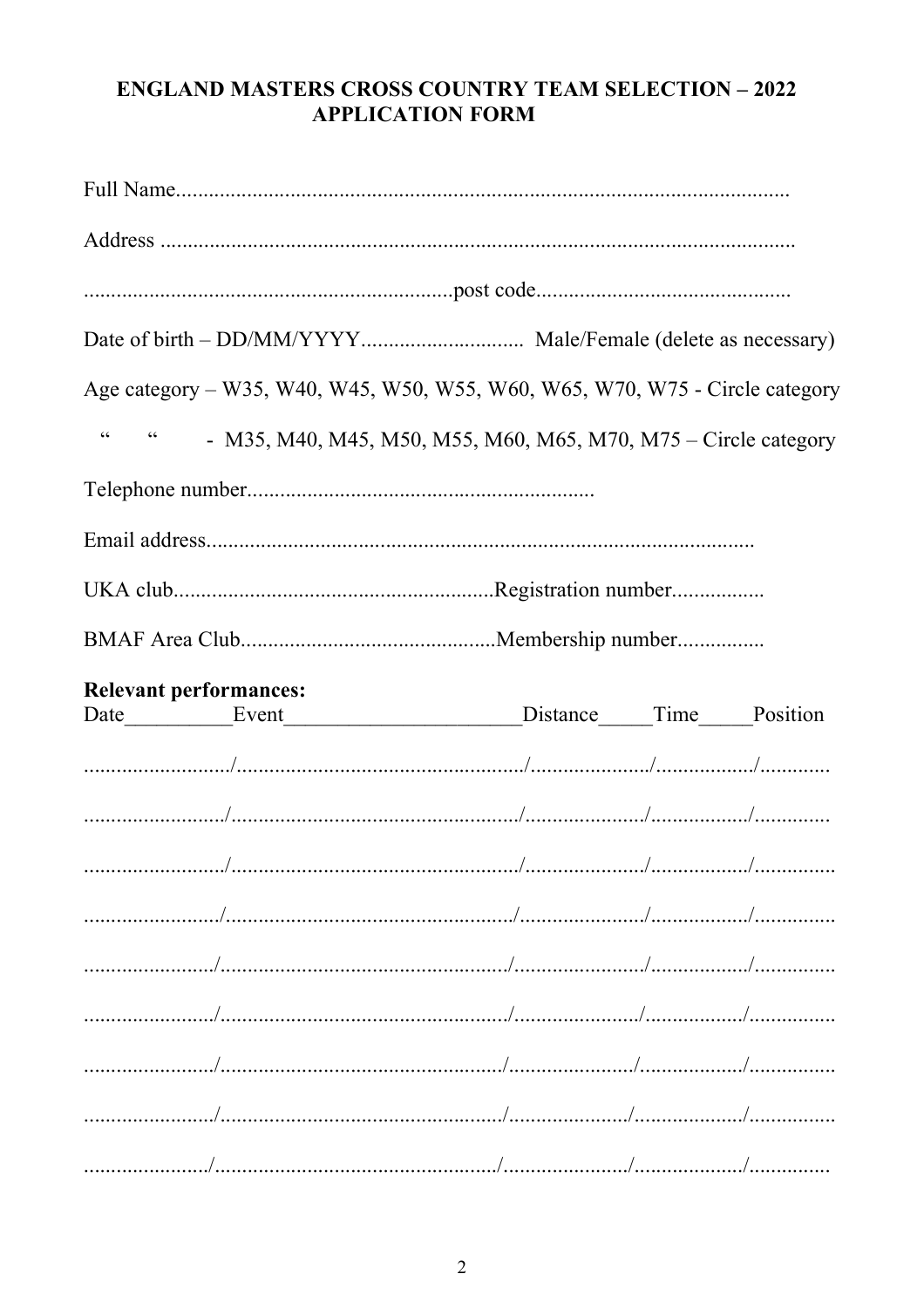## ENGLAND MASTERS CROSS COUNTRY TEAM SELECTION – 2022 APPLICATION FORM

Full Name...............................................................................................................

Address ....................................................................................................................

...................................................................post code..............................................

Date of birth – DD/MM/YYYY.............................. Male/Female (delete as necessary)

Age category – W35, W40, W45, W50, W55, W60, W65, W70, W75 - Circle category

" " - M35, M40, M45, M50, M55, M60, M65, M70, M75 – Circle category

Telephone number...............................................................

Email address.....................................................................................................

UKA club...........................................................Registration number.................

BMAF Area Club...............................................Membership number................

**Relevant performances:**

Date__________Event______________________Distance_____Time_____Position

........................../.................................................../....................../................./.............

........................./.................................................../....................../................./..............

........................./.................................................../....................../................./..............

........................./.................................................../....................../................./..............

......................../.................................................../......................../................./..............

......................../.................................................../......................./................../................

......................../.................................................../......................../.................../................

......................../.................................................../....................../..................../................

......................./.................................................../......................./..................../...............